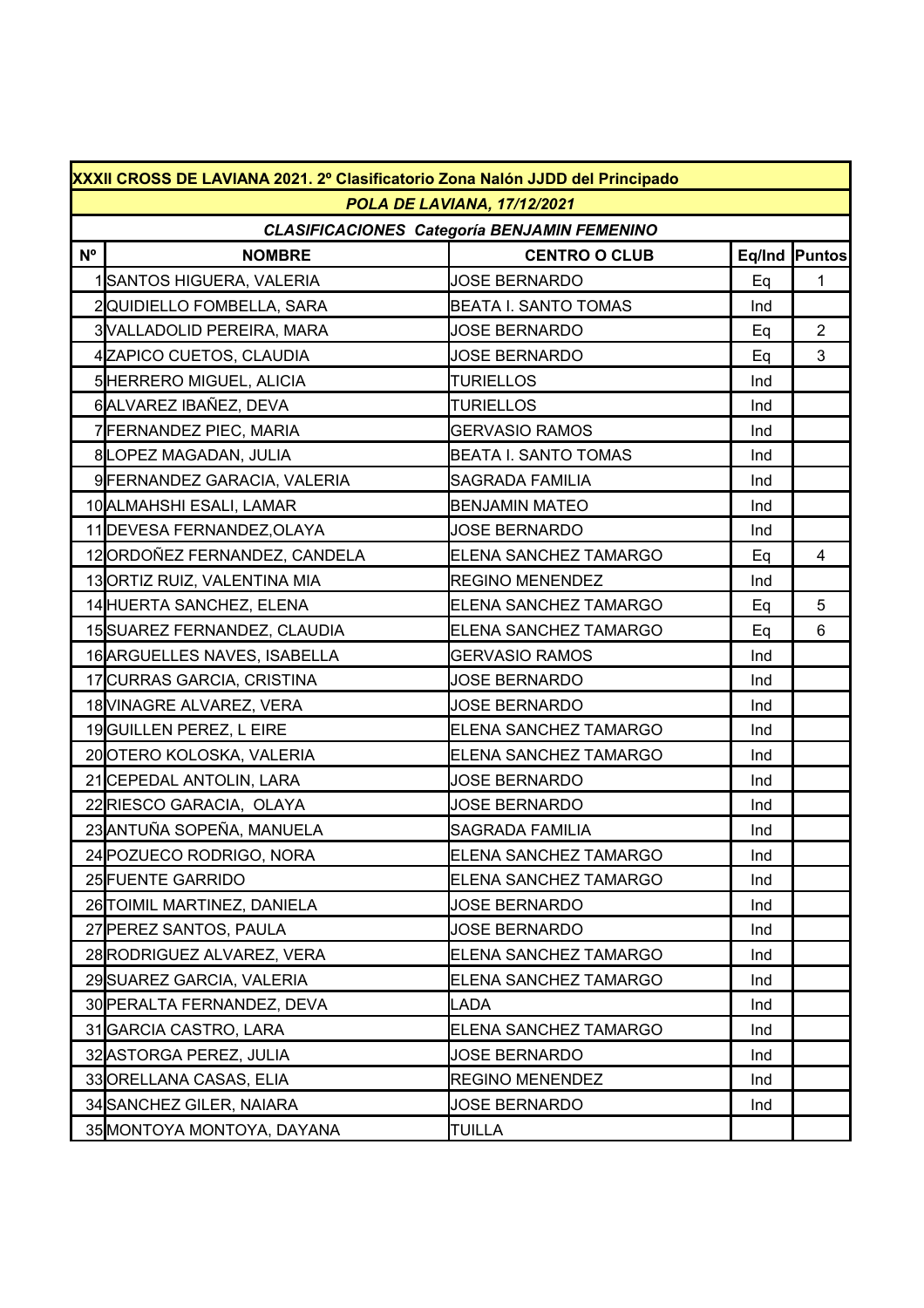| XXXII CROSS DE LAVIANA 2021. 2º Clasificatorio Zona Nalón JJDD del Principado | | | | |
|---|---|---|---|---|
| *POLA DE LAVIANA, 17/12/2021* | | | | |
| *CLASIFICACIONES Categoría BENJAMIN FEMENINO* | | | | |
| **Nº** | **NOMBRE** | **CENTRO O CLUB** | **Eq/Ind** | **Puntos** |
| 1 | SANTOS HIGUERA, VALERIA | JOSE BERNARDO | Eq | 1 |
| 2 | QUIDIELLO FOMBELLA, SARA | BEATA I. SANTO TOMAS | Ind | |
| 3 | VALLADOLID PEREIRA, MARA | JOSE BERNARDO | Eq | 2 |
| 4 | ZAPICO CUETOS, CLAUDIA | JOSE BERNARDO | Eq | 3 |
| 5 | HERRERO MIGUEL, ALICIA | TURIELLOS | Ind | |
| 6 | ALVAREZ IBAÑEZ, DEVA | TURIELLOS | Ind | |
| 7 | FERNANDEZ PIEC, MARIA | GERVASIO RAMOS | Ind | |
| 8 | LOPEZ MAGADAN, JULIA | BEATA I. SANTO TOMAS | Ind | |
| 9 | FERNANDEZ GARACIA, VALERIA | SAGRADA FAMILIA | Ind | |
| 10 | ALMAHSHI ESALI, LAMAR | BENJAMIN MATEO | Ind | |
| 11 | DEVESA FERNANDEZ,OLAYA | JOSE BERNARDO | Ind | |
| 12 | ORDOÑEZ FERNANDEZ, CANDELA | ELENA SANCHEZ TAMARGO | Eq | 4 |
| 13 | ORTIZ RUIZ, VALENTINA MIA | REGINO MENENDEZ | Ind | |
| 14 | HUERTA SANCHEZ, ELENA | ELENA SANCHEZ TAMARGO | Eq | 5 |
| 15 | SUAREZ FERNANDEZ, CLAUDIA | ELENA SANCHEZ TAMARGO | Eq | 6 |
| 16 | ARGUELLES NAVES, ISABELLA | GERVASIO RAMOS | Ind | |
| 17 | CURRAS GARCIA, CRISTINA | JOSE BERNARDO | Ind | |
| 18 | VINAGRE ALVAREZ, VERA | JOSE BERNARDO | Ind | |
| 19 | GUILLEN PEREZ, L EIRE | ELENA SANCHEZ TAMARGO | Ind | |
| 20 | OTERO KOLOSKA, VALERIA | ELENA SANCHEZ TAMARGO | Ind | |
| 21 | CEPEDAL ANTOLIN, LARA | JOSE BERNARDO | Ind | |
| 22 | RIESCO GARACIA, OLAYA | JOSE BERNARDO | Ind | |
| 23 | ANTUÑA SOPEÑA, MANUELA | SAGRADA FAMILIA | Ind | |
| 24 | POZUECO RODRIGO, NORA | ELENA SANCHEZ TAMARGO | Ind | |
| 25 | FUENTE GARRIDO | ELENA SANCHEZ TAMARGO | Ind | |
| 26 | TOIMIL MARTINEZ, DANIELA | JOSE BERNARDO | Ind | |
| 27 | PEREZ SANTOS, PAULA | JOSE BERNARDO | Ind | |
| 28 | RODRIGUEZ ALVAREZ, VERA | ELENA SANCHEZ TAMARGO | Ind | |
| 29 | SUAREZ GARCIA, VALERIA | ELENA SANCHEZ TAMARGO | Ind | |
| 30 | PERALTA FERNANDEZ, DEVA | LADA | Ind | |
| 31 | GARCIA CASTRO, LARA | ELENA SANCHEZ TAMARGO | Ind | |
| 32 | ASTORGA PEREZ, JULIA | JOSE BERNARDO | Ind | |
| 33 | ORELLANA CASAS, ELIA | REGINO MENENDEZ | Ind | |
| 34 | SANCHEZ GILER, NAIARA | JOSE BERNARDO | Ind | |
| 35 | MONTOYA MONTOYA, DAYANA | TUILLA | | |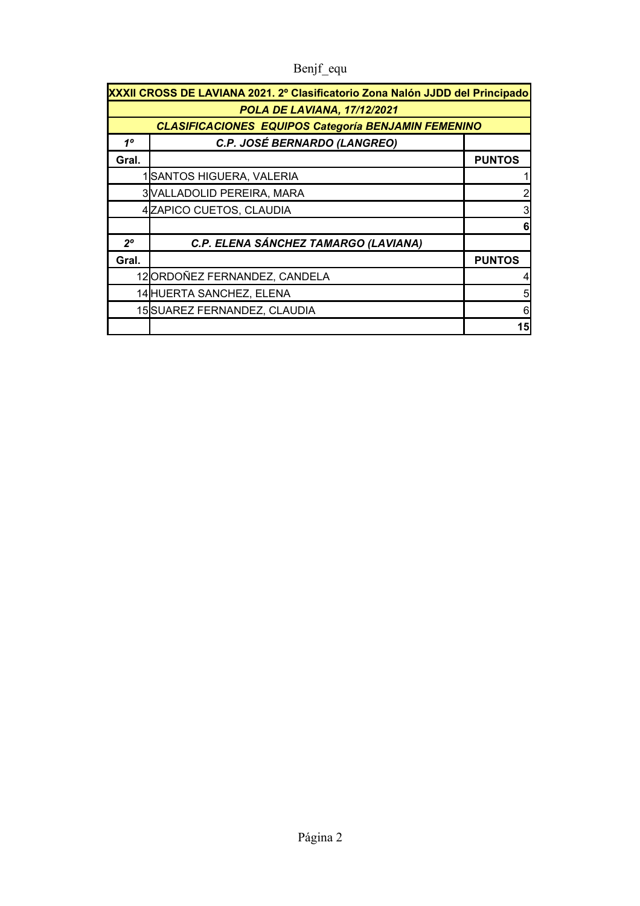| XXXII CROSS DE LAVIANA 2021. 2º Clasificatorio Zona Nalón JJDD del Principado | | |
|---|---|---|
| ***POLA DE LAVIANA, 17/12/2021*** | | |
| ***CLASIFICACIONES EQUIPOS Categoría BENJAMIN FEMENINO*** | | |
| ***1º*** | ***C.P. JOSÉ BERNARDO (LANGREO)*** | |
| **Gral.** | | **PUNTOS** |
| 1 | SANTOS HIGUERA, VALERIA | 1 |
| 3 | VALLADOLID PEREIRA, MARA | 2 |
| 4 | ZAPICO CUETOS, CLAUDIA | 3 |
| | | **6** |
| ***2º*** | ***C.P. ELENA SÁNCHEZ TAMARGO (LAVIANA)*** | |
| **Gral.** | | **PUNTOS** |
| 12 | ORDOÑEZ FERNANDEZ, CANDELA | 4 |
| 14 | HUERTA SANCHEZ, ELENA | 5 |
| 15 | SUAREZ FERNANDEZ, CLAUDIA | 6 |
| | | **15** |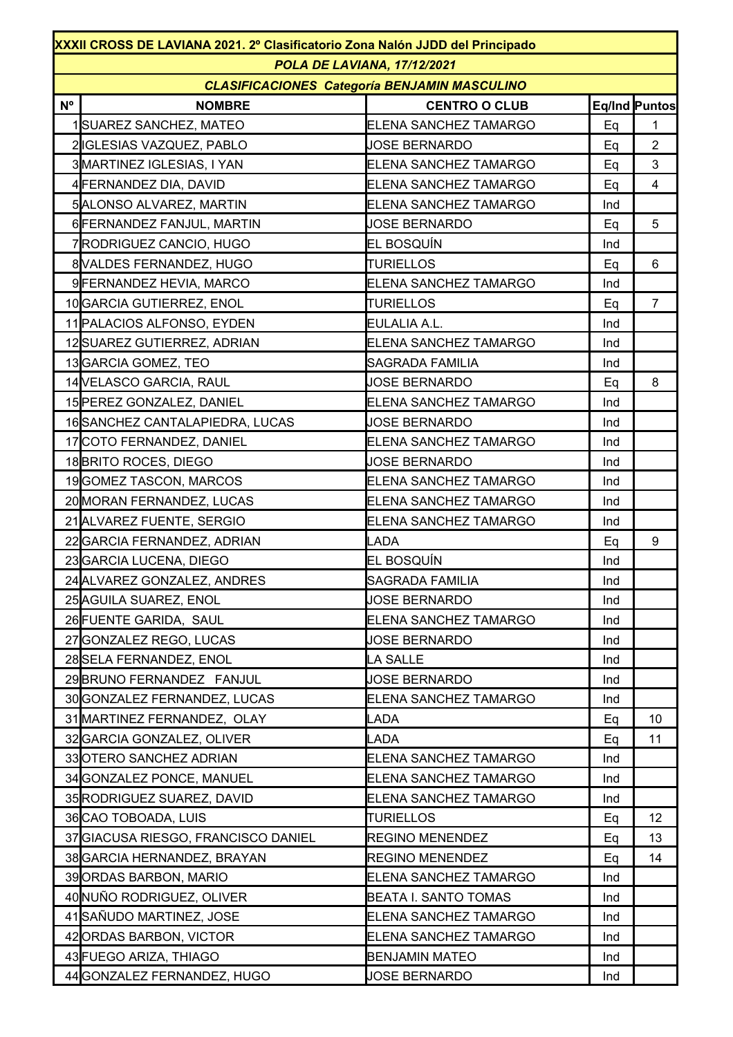| XXXII CROSS DE LAVIANA 2021. 2º Clasificatorio Zona Nalón JJDD del Principado | | | | |
|---|---|---|---|---|
| *POLA DE LAVIANA, 17/12/2021* | | | | |
| *CLASIFICACIONES Categoría BENJAMIN MASCULINO* | | | | |
| **Nº** | **NOMBRE** | **CENTRO O CLUB** | **Eq/Ind** | **Puntos** |
| 1 | SUAREZ SANCHEZ, MATEO | ELENA SANCHEZ TAMARGO | Eq | 1 |
| 2 | IGLESIAS VAZQUEZ, PABLO | JOSE BERNARDO | Eq | 2 |
| 3 | MARTINEZ IGLESIAS, I YAN | ELENA SANCHEZ TAMARGO | Eq | 3 |
| 4 | FERNANDEZ DIA, DAVID | ELENA SANCHEZ TAMARGO | Eq | 4 |
| 5 | ALONSO ALVAREZ, MARTIN | ELENA SANCHEZ TAMARGO | Ind | |
| 6 | FERNANDEZ FANJUL, MARTIN | JOSE BERNARDO | Eq | 5 |
| 7 | RODRIGUEZ CANCIO, HUGO | EL BOSQUÍN | Ind | |
| 8 | VALDES FERNANDEZ, HUGO | TURIELLOS | Eq | 6 |
| 9 | FERNANDEZ HEVIA, MARCO | ELENA SANCHEZ TAMARGO | Ind | |
| 10 | GARCIA GUTIERREZ, ENOL | TURIELLOS | Eq | 7 |
| 11 | PALACIOS ALFONSO, EYDEN | EULALIA A.L. | Ind | |
| 12 | SUAREZ GUTIERREZ, ADRIAN | ELENA SANCHEZ TAMARGO | Ind | |
| 13 | GARCIA GOMEZ, TEO | SAGRADA FAMILIA | Ind | |
| 14 | VELASCO GARCIA, RAUL | JOSE BERNARDO | Eq | 8 |
| 15 | PEREZ GONZALEZ, DANIEL | ELENA SANCHEZ TAMARGO | Ind | |
| 16 | SANCHEZ CANTALAPIEDRA, LUCAS | JOSE BERNARDO | Ind | |
| 17 | COTO FERNANDEZ, DANIEL | ELENA SANCHEZ TAMARGO | Ind | |
| 18 | BRITO ROCES, DIEGO | JOSE BERNARDO | Ind | |
| 19 | GOMEZ TASCON, MARCOS | ELENA SANCHEZ TAMARGO | Ind | |
| 20 | MORAN FERNANDEZ, LUCAS | ELENA SANCHEZ TAMARGO | Ind | |
| 21 | ALVAREZ FUENTE, SERGIO | ELENA SANCHEZ TAMARGO | Ind | |
| 22 | GARCIA FERNANDEZ, ADRIAN | LADA | Eq | 9 |
| 23 | GARCIA LUCENA, DIEGO | EL BOSQUÍN | Ind | |
| 24 | ALVAREZ GONZALEZ, ANDRES | SAGRADA FAMILIA | Ind | |
| 25 | AGUILA SUAREZ, ENOL | JOSE BERNARDO | Ind | |
| 26 | FUENTE GARIDA, SAUL | ELENA SANCHEZ TAMARGO | Ind | |
| 27 | GONZALEZ REGO, LUCAS | JOSE BERNARDO | Ind | |
| 28 | SELA FERNANDEZ, ENOL | LA SALLE | Ind | |
| 29 | BRUNO FERNANDEZ FANJUL | JOSE BERNARDO | Ind | |
| 30 | GONZALEZ FERNANDEZ, LUCAS | ELENA SANCHEZ TAMARGO | Ind | |
| 31 | MARTINEZ FERNANDEZ, OLAY | LADA | Eq | 10 |
| 32 | GARCIA GONZALEZ, OLIVER | LADA | Eq | 11 |
| 33 | OTERO SANCHEZ ADRIAN | ELENA SANCHEZ TAMARGO | Ind | |
| 34 | GONZALEZ PONCE, MANUEL | ELENA SANCHEZ TAMARGO | Ind | |
| 35 | RODRIGUEZ SUAREZ, DAVID | ELENA SANCHEZ TAMARGO | Ind | |
| 36 | CAO TOBOADA, LUIS | TURIELLOS | Eq | 12 |
| 37 | GIACUSA RIESGO, FRANCISCO DANIEL | REGINO MENENDEZ | Eq | 13 |
| 38 | GARCIA HERNANDEZ, BRAYAN | REGINO MENENDEZ | Eq | 14 |
| 39 | ORDAS BARBON, MARIO | ELENA SANCHEZ TAMARGO | Ind | |
| 40 | NUÑO RODRIGUEZ, OLIVER | BEATA I. SANTO TOMAS | Ind | |
| 41 | SAÑUDO MARTINEZ, JOSE | ELENA SANCHEZ TAMARGO | Ind | |
| 42 | ORDAS BARBON, VICTOR | ELENA SANCHEZ TAMARGO | Ind | |
| 43 | FUEGO ARIZA, THIAGO | BENJAMIN MATEO | Ind | |
| 44 | GONZALEZ FERNANDEZ, HUGO | JOSE BERNARDO | Ind | |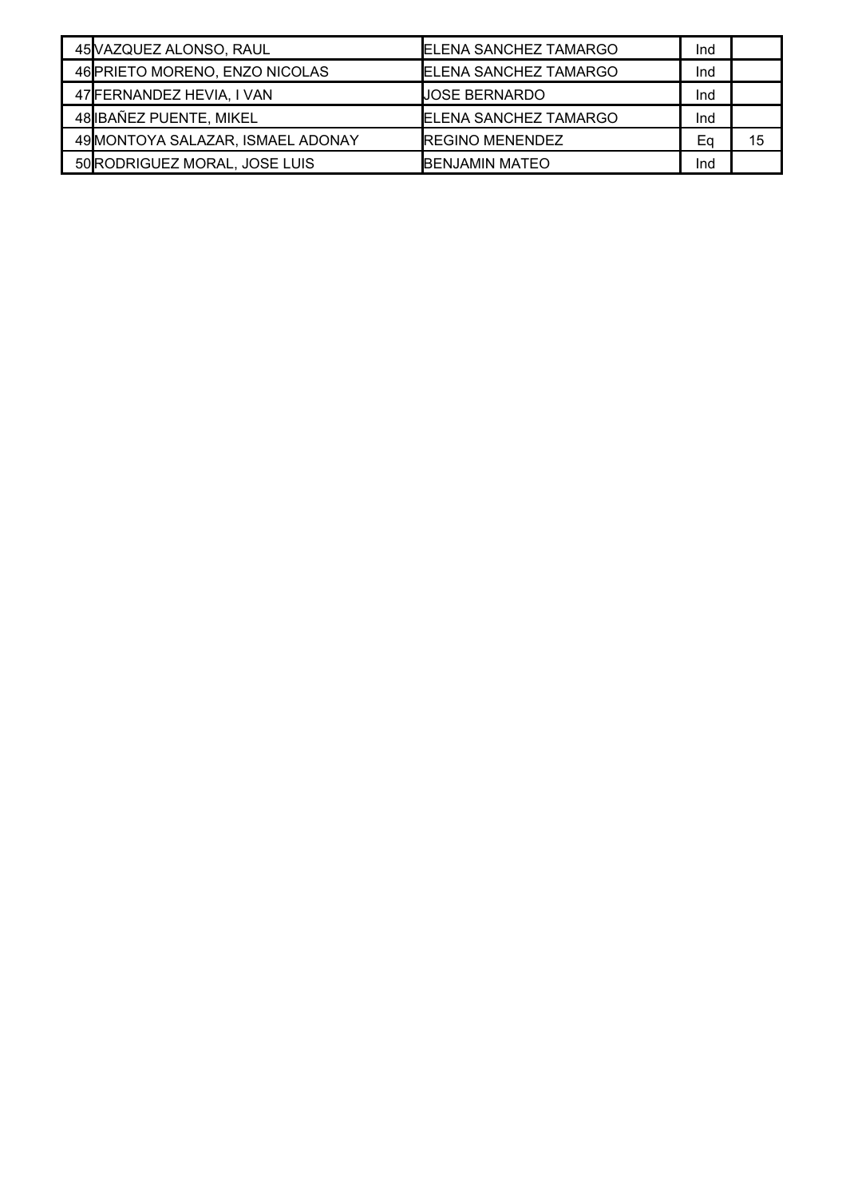| | | | | |
|---|---|---|---|---|
| 45 | VAZQUEZ ALONSO, RAUL | ELENA SANCHEZ TAMARGO | Ind | |
| 46 | PRIETO MORENO, ENZO NICOLAS | ELENA SANCHEZ TAMARGO | Ind | |
| 47 | FERNANDEZ HEVIA, I VAN | JOSE BERNARDO | Ind | |
| 48 | IBAÑEZ PUENTE, MIKEL | ELENA SANCHEZ TAMARGO | Ind | |
| 49 | MONTOYA SALAZAR, ISMAEL ADONAY | REGINO MENENDEZ | Eq | 15 |
| 50 | RODRIGUEZ MORAL, JOSE LUIS | BENJAMIN MATEO | Ind | |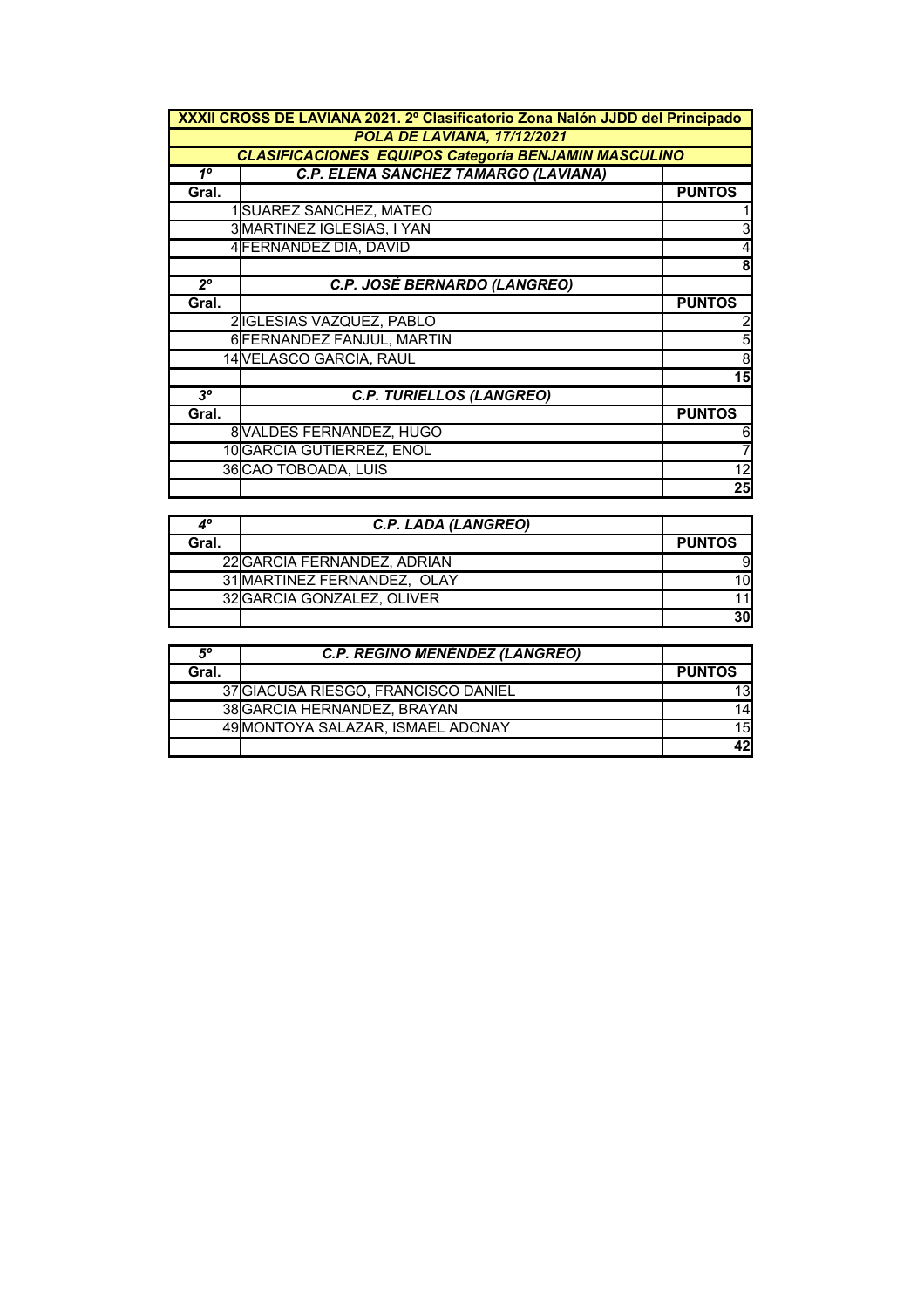**XXXII CROSS DE LAVIANA 2021. 2º Clasificatorio Zona Nalón JJDD del Principado**

***POLA DE LAVIANA, 17/12/2021***

***CLASIFICACIONES EQUIPOS Categoría BENJAMIN MASCULINO***

| *1º* | *C.P. ELENA SÁNCHEZ TAMARGO (LAVIANA)* | |
|---|---|---|
| **Gral.** | | **PUNTOS** |
| 1 | SUAREZ SANCHEZ, MATEO | 1 |
| 3 | MARTINEZ IGLESIAS, I YAN | 3 |
| 4 | FERNANDEZ DIA, DAVID | 4 |
| | | **8** |

| *2º* | *C.P. JOSÉ BERNARDO (LANGREO)* | |
|---|---|---|
| **Gral.** | | **PUNTOS** |
| 2 | IGLESIAS VAZQUEZ, PABLO | 2 |
| 6 | FERNANDEZ FANJUL, MARTIN | 5 |
| 14 | VELASCO GARCIA, RAUL | 8 |
| | | **15** |

| *3º* | *C.P. TURIELLOS (LANGREO)* | |
|---|---|---|
| **Gral.** | | **PUNTOS** |
| 8 | VALDES FERNANDEZ, HUGO | 6 |
| 10 | GARCIA GUTIERREZ, ENOL | 7 |
| 36 | CAO TOBOADA, LUIS | 12 |
| | | **25** |

| *4º* | *C.P. LADA (LANGREO)* | |
|---|---|---|
| **Gral.** | | **PUNTOS** |
| 22 | GARCIA FERNANDEZ, ADRIAN | 9 |
| 31 | MARTINEZ FERNANDEZ, OLAY | 10 |
| 32 | GARCIA GONZALEZ, OLIVER | 11 |
| | | **30** |

| *5º* | *C.P. REGINO MENÉNDEZ (LANGREO)* | |
|---|---|---|
| **Gral.** | | **PUNTOS** |
| 37 | GIACUSA RIESGO, FRANCISCO DANIEL | 13 |
| 38 | GARCIA HERNANDEZ, BRAYAN | 14 |
| 49 | MONTOYA SALAZAR, ISMAEL ADONAY | 15 |
| | | **42** |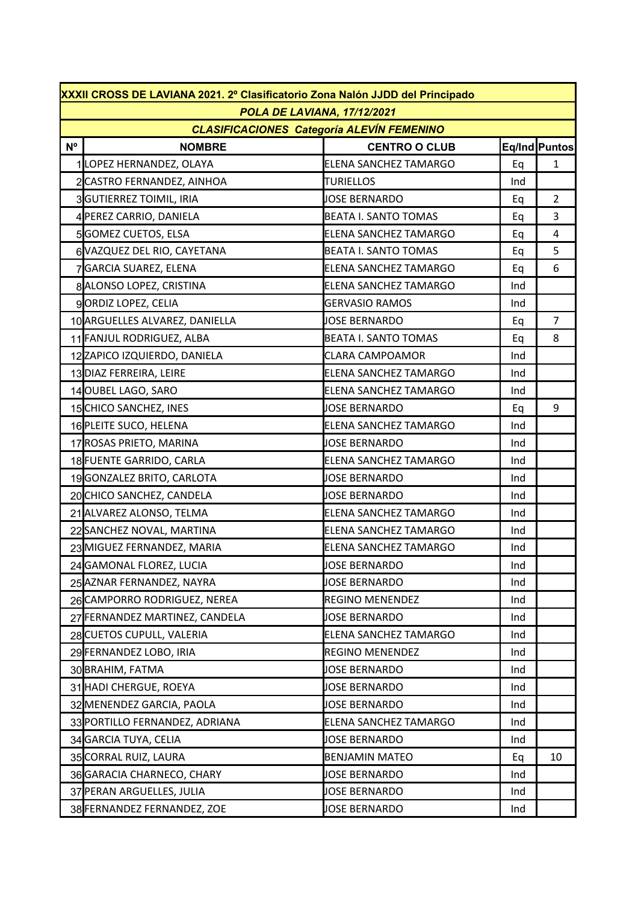| XXXII CROSS DE LAVIANA 2021. 2º Clasificatorio Zona Nalón JJDD del Principado | | | | |
|---|---|---|---|---|
| *POLA DE LAVIANA, 17/12/2021* | | | | |
| *CLASIFICACIONES Categoría ALEVÍN FEMENINO* | | | | |
| **Nº** | **NOMBRE** | **CENTRO O CLUB** | **Eq/Ind** | **Puntos** |
| 1 | LOPEZ HERNANDEZ, OLAYA | ELENA SANCHEZ TAMARGO | Eq | 1 |
| 2 | CASTRO FERNANDEZ, AINHOA | TURIELLOS | Ind | |
| 3 | GUTIERREZ TOIMIL, IRIA | JOSE BERNARDO | Eq | 2 |
| 4 | PEREZ CARRIO, DANIELA | BEATA I. SANTO TOMAS | Eq | 3 |
| 5 | GOMEZ CUETOS, ELSA | ELENA SANCHEZ TAMARGO | Eq | 4 |
| 6 | VAZQUEZ DEL RIO, CAYETANA | BEATA I. SANTO TOMAS | Eq | 5 |
| 7 | GARCIA SUAREZ, ELENA | ELENA SANCHEZ TAMARGO | Eq | 6 |
| 8 | ALONSO LOPEZ, CRISTINA | ELENA SANCHEZ TAMARGO | Ind | |
| 9 | ORDIZ LOPEZ, CELIA | GERVASIO RAMOS | Ind | |
| 10 | ARGUELLES ALVAREZ, DANIELLA | JOSE BERNARDO | Eq | 7 |
| 11 | FANJUL RODRIGUEZ, ALBA | BEATA I. SANTO TOMAS | Eq | 8 |
| 12 | ZAPICO IZQUIERDO, DANIELA | CLARA CAMPOAMOR | Ind | |
| 13 | DIAZ FERREIRA, LEIRE | ELENA SANCHEZ TAMARGO | Ind | |
| 14 | OUBEL LAGO, SARO | ELENA SANCHEZ TAMARGO | Ind | |
| 15 | CHICO SANCHEZ, INES | JOSE BERNARDO | Eq | 9 |
| 16 | PLEITE SUCO, HELENA | ELENA SANCHEZ TAMARGO | Ind | |
| 17 | ROSAS PRIETO, MARINA | JOSE BERNARDO | Ind | |
| 18 | FUENTE GARRIDO, CARLA | ELENA SANCHEZ TAMARGO | Ind | |
| 19 | GONZALEZ BRITO, CARLOTA | JOSE BERNARDO | Ind | |
| 20 | CHICO SANCHEZ, CANDELA | JOSE BERNARDO | Ind | |
| 21 | ALVAREZ ALONSO, TELMA | ELENA SANCHEZ TAMARGO | Ind | |
| 22 | SANCHEZ NOVAL, MARTINA | ELENA SANCHEZ TAMARGO | Ind | |
| 23 | MIGUEZ FERNANDEZ, MARIA | ELENA SANCHEZ TAMARGO | Ind | |
| 24 | GAMONAL FLOREZ, LUCIA | JOSE BERNARDO | Ind | |
| 25 | AZNAR FERNANDEZ, NAYRA | JOSE BERNARDO | Ind | |
| 26 | CAMPORRO RODRIGUEZ, NEREA | REGINO MENENDEZ | Ind | |
| 27 | FERNANDEZ MARTINEZ, CANDELA | JOSE BERNARDO | Ind | |
| 28 | CUETOS CUPULL, VALERIA | ELENA SANCHEZ TAMARGO | Ind | |
| 29 | FERNANDEZ LOBO, IRIA | REGINO MENENDEZ | Ind | |
| 30 | BRAHIM, FATMA | JOSE BERNARDO | Ind | |
| 31 | HADI CHERGUE, ROEYA | JOSE BERNARDO | Ind | |
| 32 | MENENDEZ GARCIA, PAOLA | JOSE BERNARDO | Ind | |
| 33 | PORTILLO FERNANDEZ, ADRIANA | ELENA SANCHEZ TAMARGO | Ind | |
| 34 | GARCIA TUYA, CELIA | JOSE BERNARDO | Ind | |
| 35 | CORRAL RUIZ, LAURA | BENJAMIN MATEO | Eq | 10 |
| 36 | GARACIA CHARNECO, CHARY | JOSE BERNARDO | Ind | |
| 37 | PERAN ARGUELLES, JULIA | JOSE BERNARDO | Ind | |
| 38 | FERNANDEZ FERNANDEZ, ZOE | JOSE BERNARDO | Ind | |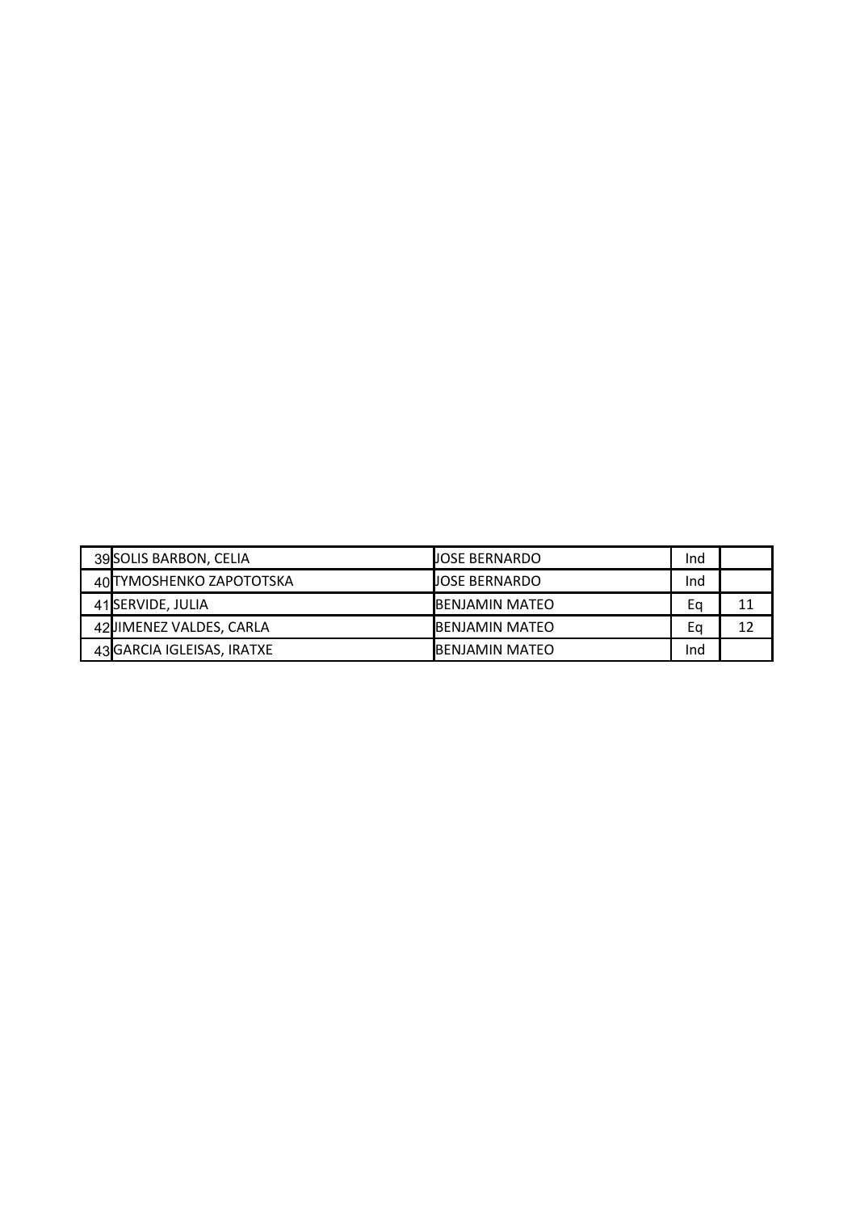| | | | | |
|---|---|---|---|---|
| 39 | SOLIS BARBON, CELIA | JOSE BERNARDO | Ind | |
| 40 | TYMOSHENKO ZAPOTOTSKA | JOSE BERNARDO | Ind | |
| 41 | SERVIDE, JULIA | BENJAMIN MATEO | Eq | 11 |
| 42 | JIMENEZ VALDES, CARLA | BENJAMIN MATEO | Eq | 12 |
| 43 | GARCIA IGLEISAS, IRATXE | BENJAMIN MATEO | Ind | |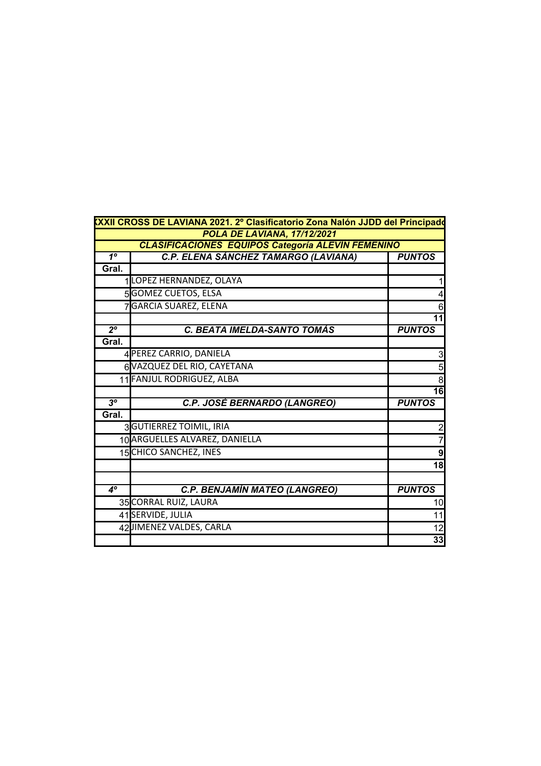| XXII CROSS DE LAVIANA 2021. 2º Clasificatorio Zona Nalón JJDD del Principado | | |
|---|---|---|
| POLA DE LAVIANA, 17/12/2021 | | |
| CLASIFICACIONES EQUIPOS Categoría ALEVÍN FEMENINO | | |
| 1º | C.P. ELENA SÁNCHEZ TAMARGO (LAVIANA) | PUNTOS |
| Gral. | | |
| 1 | LOPEZ HERNANDEZ, OLAYA | 1 |
| 5 | GOMEZ CUETOS, ELSA | 4 |
| 7 | GARCIA SUAREZ, ELENA | 6 |
| | | 11 |
| 2º | C. BEATA IMELDA-SANTO TOMÁS | PUNTOS |
| Gral. | | |
| 4 | PEREZ CARRIO, DANIELA | 3 |
| 6 | VAZQUEZ DEL RIO, CAYETANA | 5 |
| 11 | FANJUL RODRIGUEZ, ALBA | 8 |
| | | 16 |
| 3º | C.P. JOSÉ BERNARDO (LANGREO) | PUNTOS |
| Gral. | | |
| 3 | GUTIERREZ TOIMIL, IRIA | 2 |
| 10 | ARGUELLES ALVAREZ, DANIELLA | 7 |
| 15 | CHICO SANCHEZ, INES | 9 |
| | | 18 |
| | | |
| 4º | C.P. BENJAMÍN MATEO (LANGREO) | PUNTOS |
| 35 | CORRAL RUIZ, LAURA | 10 |
| 41 | SERVIDE, JULIA | 11 |
| 42 | JIMENEZ VALDES, CARLA | 12 |
| | | 33 |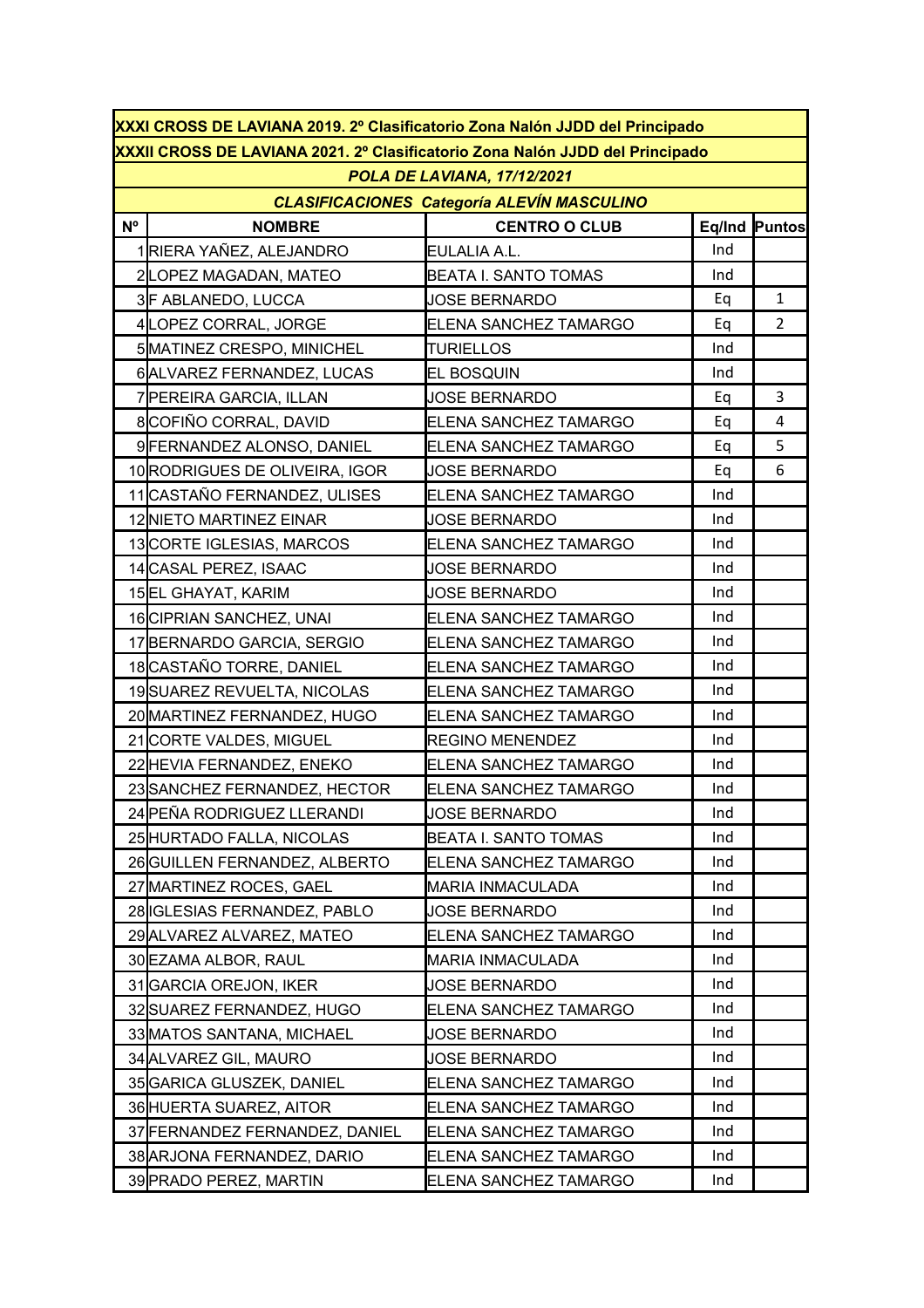| XXXI CROSS DE LAVIANA 2019. 2º Clasificatorio Zona Nalón JJDD del Principado | | | | |
|---|---|---|---|---|
| XXXII CROSS DE LAVIANA 2021. 2º Clasificatorio Zona Nalón JJDD del Principado | | | | |
| *POLA DE LAVIANA, 17/12/2021* | | | | |
| ***CLASIFICACIONES Categoría ALEVÍN MASCULINO*** | | | | |
| **Nº** | **NOMBRE** | **CENTRO O CLUB** | **Eq/Ind** | **Puntos** |
| 1 | RIERA YAÑEZ, ALEJANDRO | EULALIA A.L. | Ind | |
| 2 | LOPEZ MAGADAN, MATEO | BEATA I. SANTO TOMAS | Ind | |
| 3 | F ABLANEDO, LUCCA | JOSE BERNARDO | Eq | 1 |
| 4 | LOPEZ CORRAL, JORGE | ELENA SANCHEZ TAMARGO | Eq | 2 |
| 5 | MATINEZ CRESPO, MINICHEL | TURIELLOS | Ind | |
| 6 | ALVAREZ FERNANDEZ, LUCAS | EL BOSQUIN | Ind | |
| 7 | PEREIRA GARCIA, ILLAN | JOSE BERNARDO | Eq | 3 |
| 8 | COFIÑO CORRAL, DAVID | ELENA SANCHEZ TAMARGO | Eq | 4 |
| 9 | FERNANDEZ ALONSO, DANIEL | ELENA SANCHEZ TAMARGO | Eq | 5 |
| 10 | RODRIGUES DE OLIVEIRA, IGOR | JOSE BERNARDO | Eq | 6 |
| 11 | CASTAÑO FERNANDEZ, ULISES | ELENA SANCHEZ TAMARGO | Ind | |
| 12 | NIETO MARTINEZ EINAR | JOSE BERNARDO | Ind | |
| 13 | CORTE IGLESIAS, MARCOS | ELENA SANCHEZ TAMARGO | Ind | |
| 14 | CASAL PEREZ, ISAAC | JOSE BERNARDO | Ind | |
| 15 | EL GHAYAT, KARIM | JOSE BERNARDO | Ind | |
| 16 | CIPRIAN SANCHEZ, UNAI | ELENA SANCHEZ TAMARGO | Ind | |
| 17 | BERNARDO GARCIA, SERGIO | ELENA SANCHEZ TAMARGO | Ind | |
| 18 | CASTAÑO TORRE, DANIEL | ELENA SANCHEZ TAMARGO | Ind | |
| 19 | SUAREZ REVUELTA, NICOLAS | ELENA SANCHEZ TAMARGO | Ind | |
| 20 | MARTINEZ FERNANDEZ, HUGO | ELENA SANCHEZ TAMARGO | Ind | |
| 21 | CORTE VALDES, MIGUEL | REGINO MENENDEZ | Ind | |
| 22 | HEVIA FERNANDEZ, ENEKO | ELENA SANCHEZ TAMARGO | Ind | |
| 23 | SANCHEZ FERNANDEZ, HECTOR | ELENA SANCHEZ TAMARGO | Ind | |
| 24 | PEÑA RODRIGUEZ LLERANDI | JOSE BERNARDO | Ind | |
| 25 | HURTADO FALLA, NICOLAS | BEATA I. SANTO TOMAS | Ind | |
| 26 | GUILLEN FERNANDEZ, ALBERTO | ELENA SANCHEZ TAMARGO | Ind | |
| 27 | MARTINEZ ROCES, GAEL | MARIA INMACULADA | Ind | |
| 28 | IGLESIAS FERNANDEZ, PABLO | JOSE BERNARDO | Ind | |
| 29 | ALVAREZ ALVAREZ, MATEO | ELENA SANCHEZ TAMARGO | Ind | |
| 30 | EZAMA ALBOR, RAUL | MARIA INMACULADA | Ind | |
| 31 | GARCIA OREJON, IKER | JOSE BERNARDO | Ind | |
| 32 | SUAREZ FERNANDEZ, HUGO | ELENA SANCHEZ TAMARGO | Ind | |
| 33 | MATOS SANTANA, MICHAEL | JOSE BERNARDO | Ind | |
| 34 | ALVAREZ GIL, MAURO | JOSE BERNARDO | Ind | |
| 35 | GARICA GLUSZEK, DANIEL | ELENA SANCHEZ TAMARGO | Ind | |
| 36 | HUERTA SUAREZ, AITOR | ELENA SANCHEZ TAMARGO | Ind | |
| 37 | FERNANDEZ FERNANDEZ, DANIEL | ELENA SANCHEZ TAMARGO | Ind | |
| 38 | ARJONA FERNANDEZ, DARIO | ELENA SANCHEZ TAMARGO | Ind | |
| 39 | PRADO PEREZ, MARTIN | ELENA SANCHEZ TAMARGO | Ind | |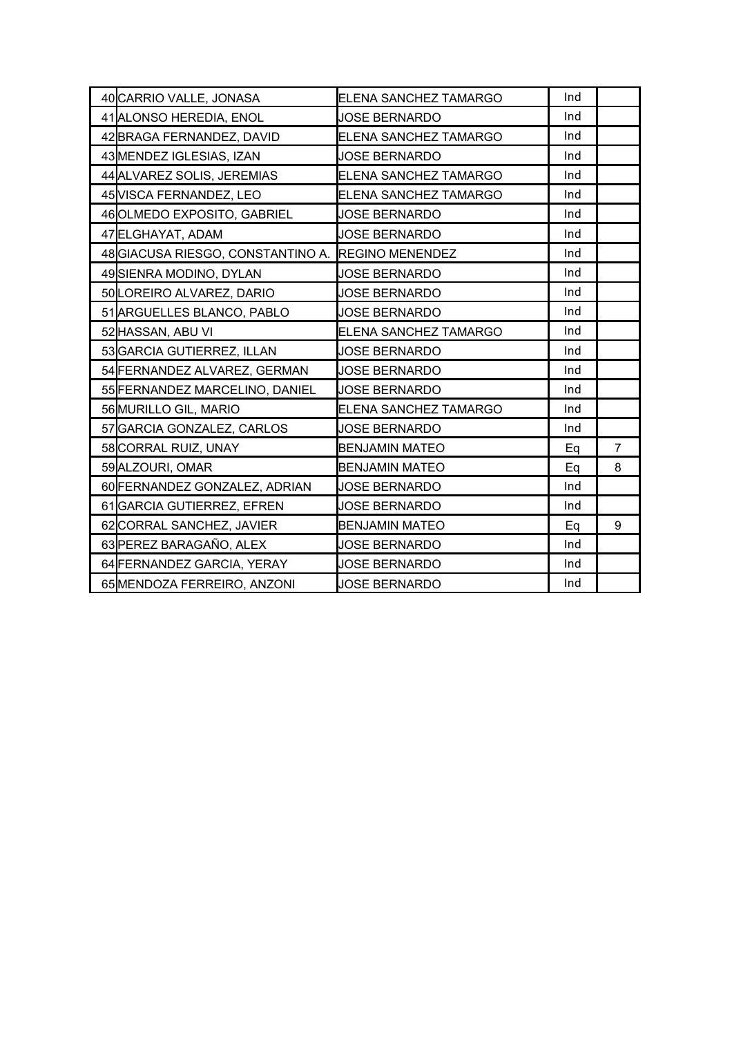| | | | | |
|---|---|---|---|---|
| 40 | CARRIO VALLE, JONASA | ELENA SANCHEZ TAMARGO | Ind | |
| 41 | ALONSO HEREDIA, ENOL | JOSE BERNARDO | Ind | |
| 42 | BRAGA FERNANDEZ, DAVID | ELENA SANCHEZ TAMARGO | Ind | |
| 43 | MENDEZ IGLESIAS, IZAN | JOSE BERNARDO | Ind | |
| 44 | ALVAREZ SOLIS, JEREMIAS | ELENA SANCHEZ TAMARGO | Ind | |
| 45 | VISCA FERNANDEZ, LEO | ELENA SANCHEZ TAMARGO | Ind | |
| 46 | OLMEDO EXPOSITO, GABRIEL | JOSE BERNARDO | Ind | |
| 47 | ELGHAYAT, ADAM | JOSE BERNARDO | Ind | |
| 48 | GIACUSA RIESGO, CONSTANTINO A. | REGINO MENENDEZ | Ind | |
| 49 | SIENRA MODINO, DYLAN | JOSE BERNARDO | Ind | |
| 50 | LOREIRO ALVAREZ, DARIO | JOSE BERNARDO | Ind | |
| 51 | ARGUELLES BLANCO, PABLO | JOSE BERNARDO | Ind | |
| 52 | HASSAN, ABU VI | ELENA SANCHEZ TAMARGO | Ind | |
| 53 | GARCIA GUTIERREZ, ILLAN | JOSE BERNARDO | Ind | |
| 54 | FERNANDEZ ALVAREZ, GERMAN | JOSE BERNARDO | Ind | |
| 55 | FERNANDEZ MARCELINO, DANIEL | JOSE BERNARDO | Ind | |
| 56 | MURILLO GIL, MARIO | ELENA SANCHEZ TAMARGO | Ind | |
| 57 | GARCIA GONZALEZ, CARLOS | JOSE BERNARDO | Ind | |
| 58 | CORRAL RUIZ, UNAY | BENJAMIN MATEO | Eq | 7 |
| 59 | ALZOURI, OMAR | BENJAMIN MATEO | Eq | 8 |
| 60 | FERNANDEZ GONZALEZ, ADRIAN | JOSE BERNARDO | Ind | |
| 61 | GARCIA GUTIERREZ, EFREN | JOSE BERNARDO | Ind | |
| 62 | CORRAL SANCHEZ, JAVIER | BENJAMIN MATEO | Eq | 9 |
| 63 | PEREZ BARAGAÑO, ALEX | JOSE BERNARDO | Ind | |
| 64 | FERNANDEZ GARCIA, YERAY | JOSE BERNARDO | Ind | |
| 65 | MENDOZA FERREIRO, ANZONI | JOSE BERNARDO | Ind | |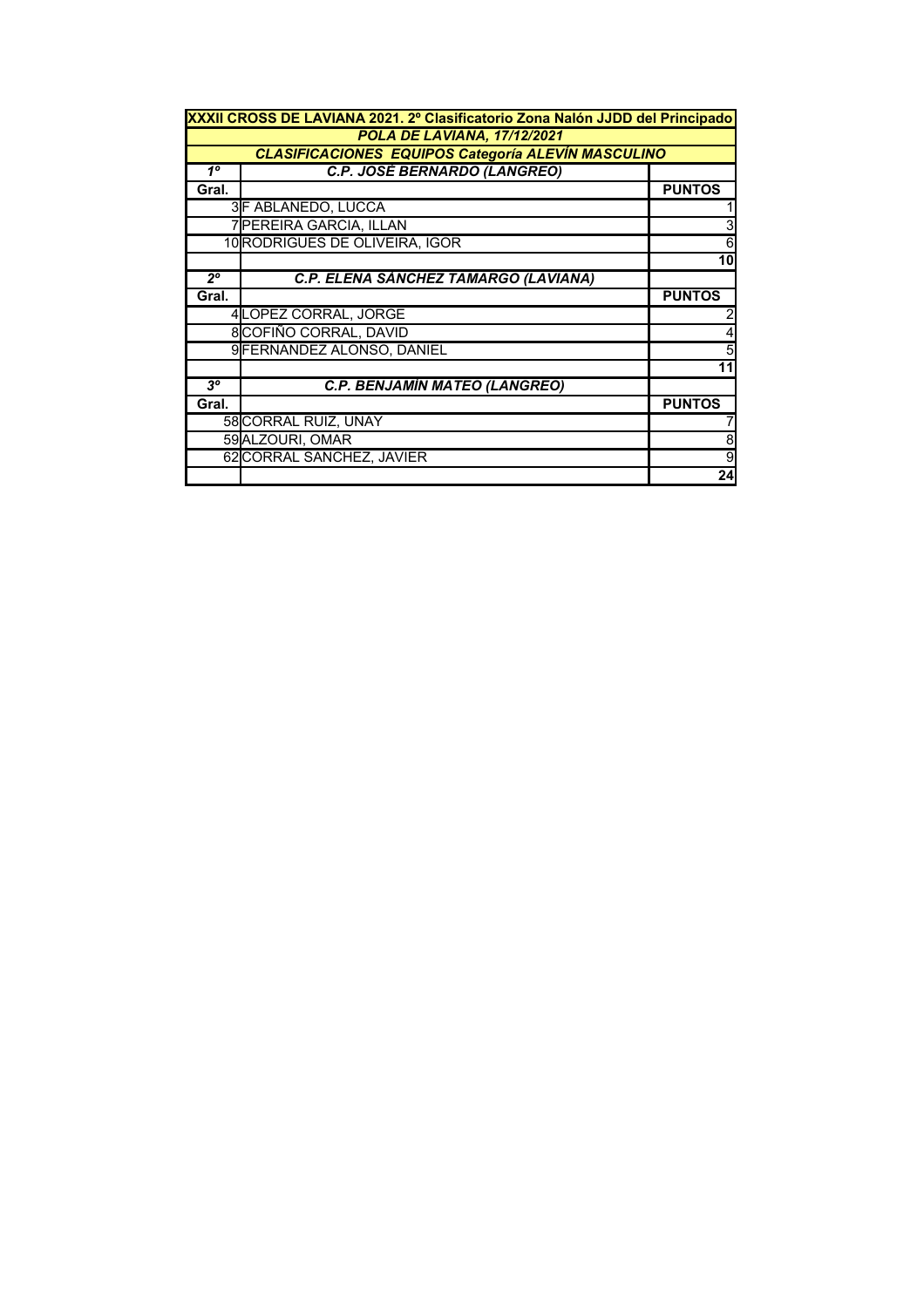| XXXII CROSS DE LAVIANA 2021. 2º Clasificatorio Zona Nalón JJDD del Principado | | |
|---|---|---|
| *POLA DE LAVIANA, 17/12/2021* | | |
| *CLASIFICACIONES EQUIPOS Categoría ALEVÍN MASCULINO* | | |
| *1º* | *C.P. JOSÉ BERNARDO (LANGREO)* | |
| **Gral.** | | **PUNTOS** |
| 3 | F ABLANEDO, LUCCA | 1 |
| 7 | PEREIRA GARCIA, ILLAN | 3 |
| 10 | RODRIGUES DE OLIVEIRA, IGOR | 6 |
| | | **10** |
| *2º* | *C.P. ELENA SÁNCHEZ TAMARGO (LAVIANA)* | |
| **Gral.** | | **PUNTOS** |
| 4 | LOPEZ CORRAL, JORGE | 2 |
| 8 | COFIÑO CORRAL, DAVID | 4 |
| 9 | FERNANDEZ ALONSO, DANIEL | 5 |
| | | **11** |
| *3º* | *C.P. BENJAMÍN MATEO (LANGREO)* | |
| **Gral.** | | **PUNTOS** |
| 58 | CORRAL RUIZ, UNAY | 7 |
| 59 | ALZOURI, OMAR | 8 |
| 62 | CORRAL SANCHEZ, JAVIER | 9 |
| | | **24** |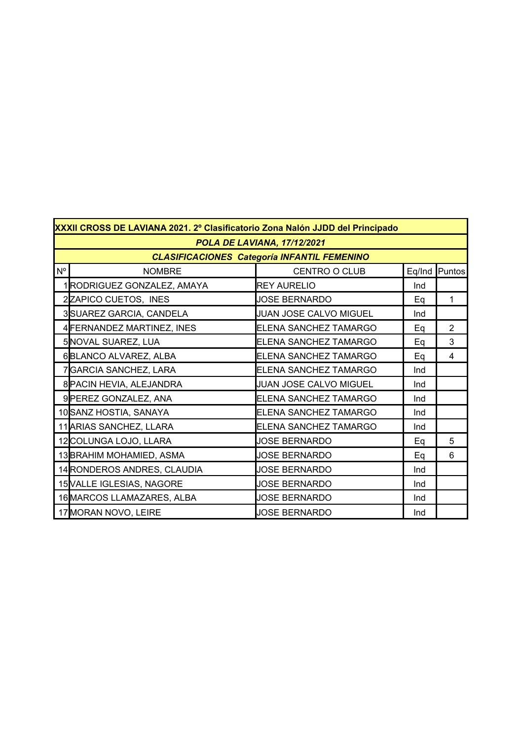| XXXII CROSS DE LAVIANA 2021. 2º Clasificatorio Zona Nalón JJDD del Principado | | | | |
|---|---|---|---|---|
| ***POLA DE LAVIANA, 17/12/2021*** | | | | |
| ***CLASIFICACIONES Categoría INFANTIL FEMENINO*** | | | | |
| Nº | NOMBRE | CENTRO O CLUB | Eq/Ind | Puntos |
| 1 | RODRIGUEZ GONZALEZ, AMAYA | REY AURELIO | Ind | |
| 2 | ZAPICO CUETOS, INES | JOSE BERNARDO | Eq | 1 |
| 3 | SUAREZ GARCIA, CANDELA | JUAN JOSE CALVO MIGUEL | Ind | |
| 4 | FERNANDEZ MARTINEZ, INES | ELENA SANCHEZ TAMARGO | Eq | 2 |
| 5 | NOVAL SUAREZ, LUA | ELENA SANCHEZ TAMARGO | Eq | 3 |
| 6 | BLANCO ALVAREZ, ALBA | ELENA SANCHEZ TAMARGO | Eq | 4 |
| 7 | GARCIA SANCHEZ, LARA | ELENA SANCHEZ TAMARGO | Ind | |
| 8 | PACIN HEVIA, ALEJANDRA | JUAN JOSE CALVO MIGUEL | Ind | |
| 9 | PEREZ GONZALEZ, ANA | ELENA SANCHEZ TAMARGO | Ind | |
| 10 | SANZ HOSTIA, SANAYA | ELENA SANCHEZ TAMARGO | Ind | |
| 11 | ARIAS SANCHEZ, LLARA | ELENA SANCHEZ TAMARGO | Ind | |
| 12 | COLUNGA LOJO, LLARA | JOSE BERNARDO | Eq | 5 |
| 13 | BRAHIM MOHAMIED, ASMA | JOSE BERNARDO | Eq | 6 |
| 14 | RONDEROS ANDRES, CLAUDIA | JOSE BERNARDO | Ind | |
| 15 | VALLE IGLESIAS, NAGORE | JOSE BERNARDO | Ind | |
| 16 | MARCOS LLAMAZARES, ALBA | JOSE BERNARDO | Ind | |
| 17 | MORAN NOVO, LEIRE | JOSE BERNARDO | Ind | |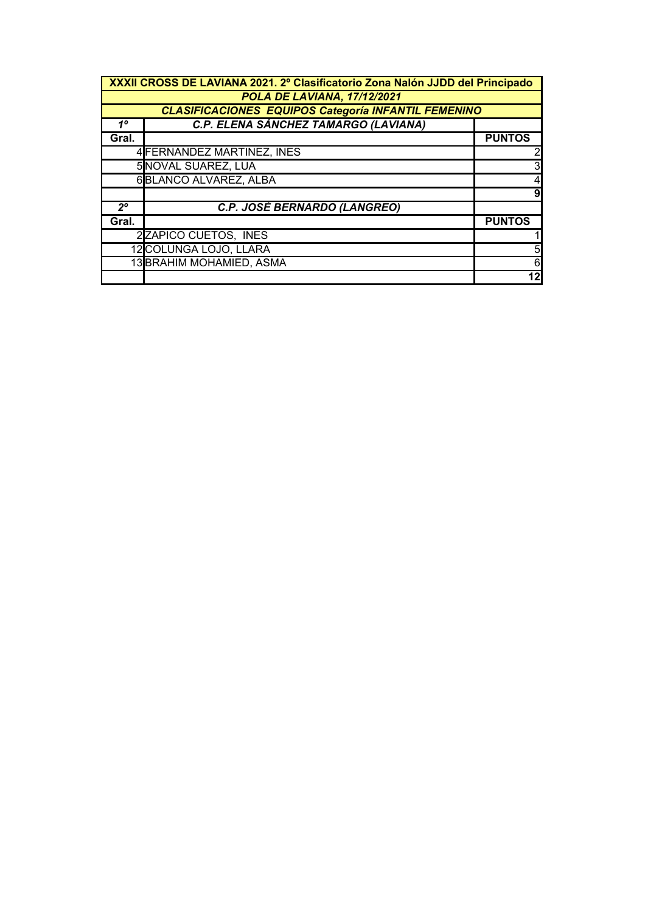| XXXII CROSS DE LAVIANA 2021. 2º Clasificatorio Zona Nalón JJDD del Principado | | |
|---|---|---|
| *POLA DE LAVIANA, 17/12/2021* | | |
| *CLASIFICACIONES EQUIPOS Categoría INFANTIL FEMENINO* | | |
| *1º* | *C.P. ELENA SÁNCHEZ TAMARGO (LAVIANA)* | |
| **Gral.** | | **PUNTOS** |
| 4 | FERNANDEZ MARTINEZ, INES | 2 |
| 5 | NOVAL SUAREZ, LUA | 3 |
| 6 | BLANCO ALVAREZ, ALBA | 4 |
| | | **9** |
| *2º* | *C.P. JOSÉ BERNARDO (LANGREO)* | |
| **Gral.** | | **PUNTOS** |
| 2 | ZAPICO CUETOS, INES | 1 |
| 12 | COLUNGA LOJO, LLARA | 5 |
| 13 | BRAHIM MOHAMIED, ASMA | 6 |
| | | **12** |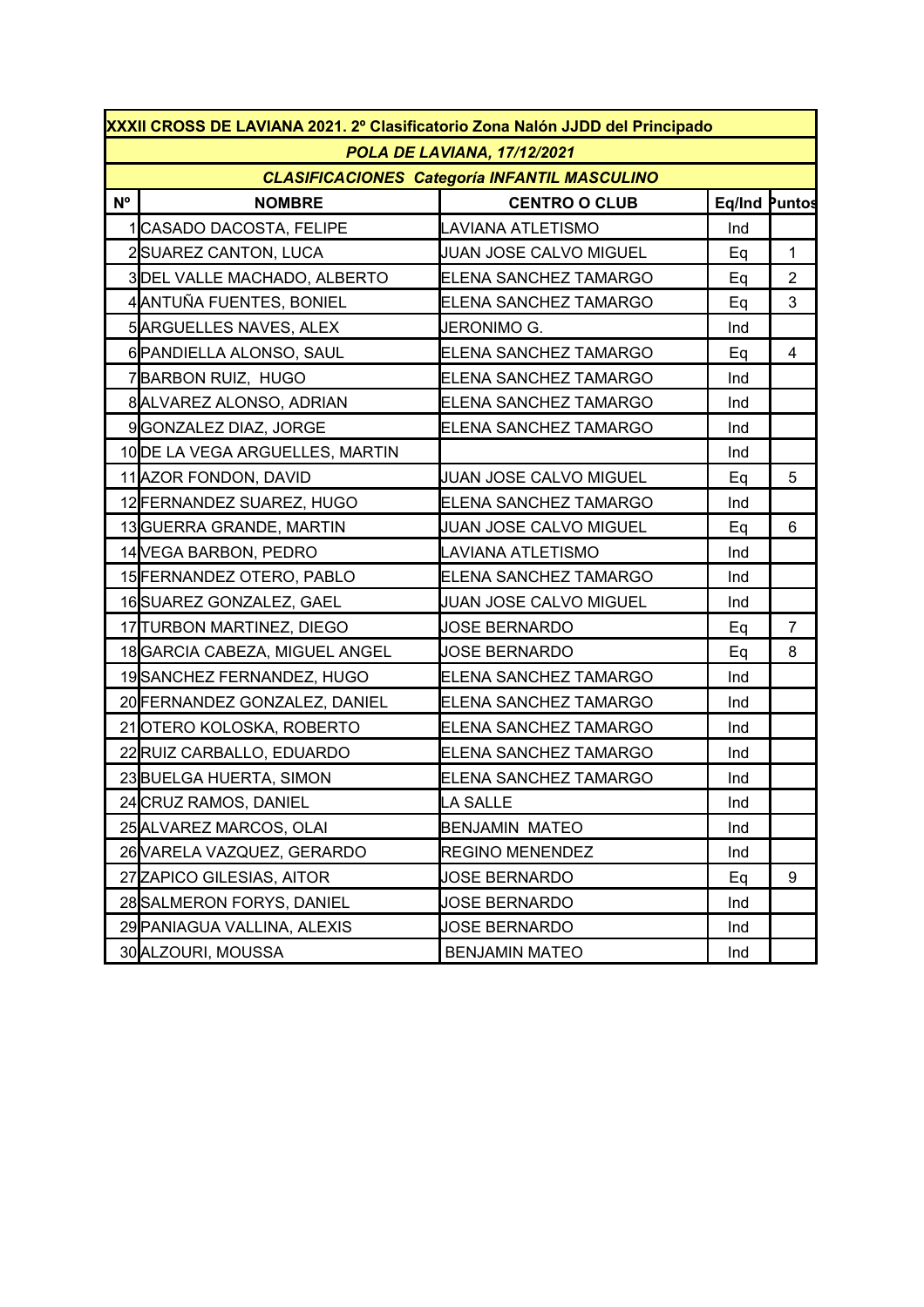| XXXII CROSS DE LAVIANA 2021. 2º Clasificatorio Zona Nalón JJDD del Principado | | | | |
|---|---|---|---|---|
| *POLA DE LAVIANA, 17/12/2021* | | | | |
| *CLASIFICACIONES Categoría INFANTIL MASCULINO* | | | | |
| **Nº** | **NOMBRE** | **CENTRO O CLUB** | **Eq/Ind** | **Puntos** |
| 1 | CASADO DACOSTA, FELIPE | LAVIANA ATLETISMO | Ind | |
| 2 | SUAREZ CANTON, LUCA | JUAN JOSE CALVO MIGUEL | Eq | 1 |
| 3 | DEL VALLE MACHADO, ALBERTO | ELENA SANCHEZ TAMARGO | Eq | 2 |
| 4 | ANTUÑA FUENTES, BONIEL | ELENA SANCHEZ TAMARGO | Eq | 3 |
| 5 | ARGUELLES NAVES, ALEX | JERONIMO G. | Ind | |
| 6 | PANDIELLA ALONSO, SAUL | ELENA SANCHEZ TAMARGO | Eq | 4 |
| 7 | BARBON RUIZ, HUGO | ELENA SANCHEZ TAMARGO | Ind | |
| 8 | ALVAREZ ALONSO, ADRIAN | ELENA SANCHEZ TAMARGO | Ind | |
| 9 | GONZALEZ DIAZ, JORGE | ELENA SANCHEZ TAMARGO | Ind | |
| 10 | DE LA VEGA ARGUELLES, MARTIN | | Ind | |
| 11 | AZOR FONDON, DAVID | JUAN JOSE CALVO MIGUEL | Eq | 5 |
| 12 | FERNANDEZ SUAREZ, HUGO | ELENA SANCHEZ TAMARGO | Ind | |
| 13 | GUERRA GRANDE, MARTIN | JUAN JOSE CALVO MIGUEL | Eq | 6 |
| 14 | VEGA BARBON, PEDRO | LAVIANA ATLETISMO | Ind | |
| 15 | FERNANDEZ OTERO, PABLO | ELENA SANCHEZ TAMARGO | Ind | |
| 16 | SUAREZ GONZALEZ, GAEL | JUAN JOSE CALVO MIGUEL | Ind | |
| 17 | TURBON MARTINEZ, DIEGO | JOSE BERNARDO | Eq | 7 |
| 18 | GARCIA CABEZA, MIGUEL ANGEL | JOSE BERNARDO | Eq | 8 |
| 19 | SANCHEZ FERNANDEZ, HUGO | ELENA SANCHEZ TAMARGO | Ind | |
| 20 | FERNANDEZ GONZALEZ, DANIEL | ELENA SANCHEZ TAMARGO | Ind | |
| 21 | OTERO KOLOSKA, ROBERTO | ELENA SANCHEZ TAMARGO | Ind | |
| 22 | RUIZ CARBALLO, EDUARDO | ELENA SANCHEZ TAMARGO | Ind | |
| 23 | BUELGA HUERTA, SIMON | ELENA SANCHEZ TAMARGO | Ind | |
| 24 | CRUZ RAMOS, DANIEL | LA SALLE | Ind | |
| 25 | ALVAREZ MARCOS, OLAI | BENJAMIN MATEO | Ind | |
| 26 | VARELA VAZQUEZ, GERARDO | REGINO MENENDEZ | Ind | |
| 27 | ZAPICO GILESIAS, AITOR | JOSE BERNARDO | Eq | 9 |
| 28 | SALMERON FORYS, DANIEL | JOSE BERNARDO | Ind | |
| 29 | PANIAGUA VALLINA, ALEXIS | JOSE BERNARDO | Ind | |
| 30 | ALZOURI, MOUSSA | BENJAMIN MATEO | Ind | |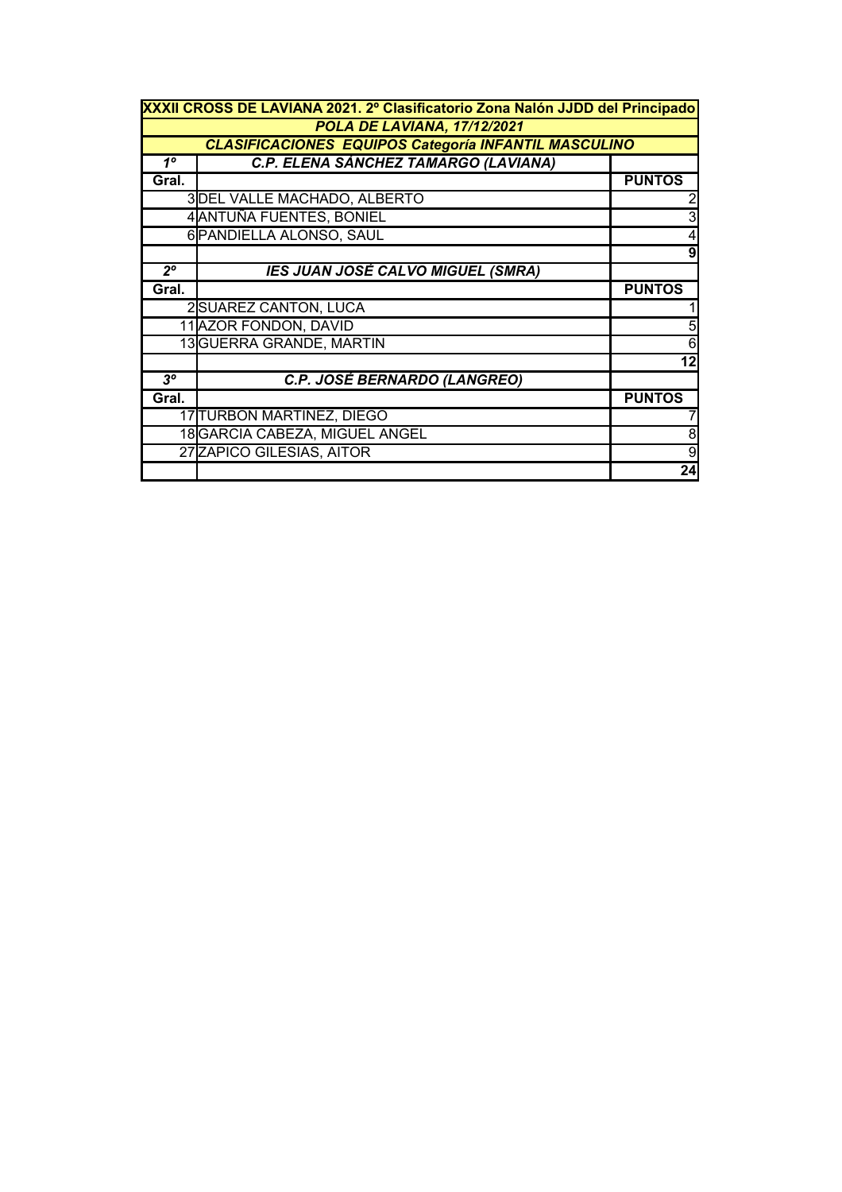| XXXII CROSS DE LAVIANA 2021. 2º Clasificatorio Zona Nalón JJDD del Principado | | |
|---|---|---|
| *POLA DE LAVIANA, 17/12/2021* | | |
| *CLASIFICACIONES EQUIPOS Categoría INFANTIL MASCULINO* | | |
| *1º* | *C.P. ELENA SÁNCHEZ TAMARGO (LAVIANA)* | |
| **Gral.** | | **PUNTOS** |
| 3 | DEL VALLE MACHADO, ALBERTO | 2 |
| 4 | ANTUÑA FUENTES, BONIEL | 3 |
| 6 | PANDIELLA ALONSO, SAUL | 4 |
| | | **9** |
| *2º* | *IES JUAN JOSÉ CALVO MIGUEL (SMRA)* | |
| **Gral.** | | **PUNTOS** |
| 2 | SUAREZ CANTON, LUCA | 1 |
| 11 | AZOR FONDON, DAVID | 5 |
| 13 | GUERRA GRANDE, MARTIN | 6 |
| | | **12** |
| *3º* | *C.P. JOSÉ BERNARDO (LANGREO)* | |
| **Gral.** | | **PUNTOS** |
| 17 | TURBON MARTINEZ, DIEGO | 7 |
| 18 | GARCIA CABEZA, MIGUEL ANGEL | 8 |
| 27 | ZAPICO GILESIAS, AITOR | 9 |
| | | **24** |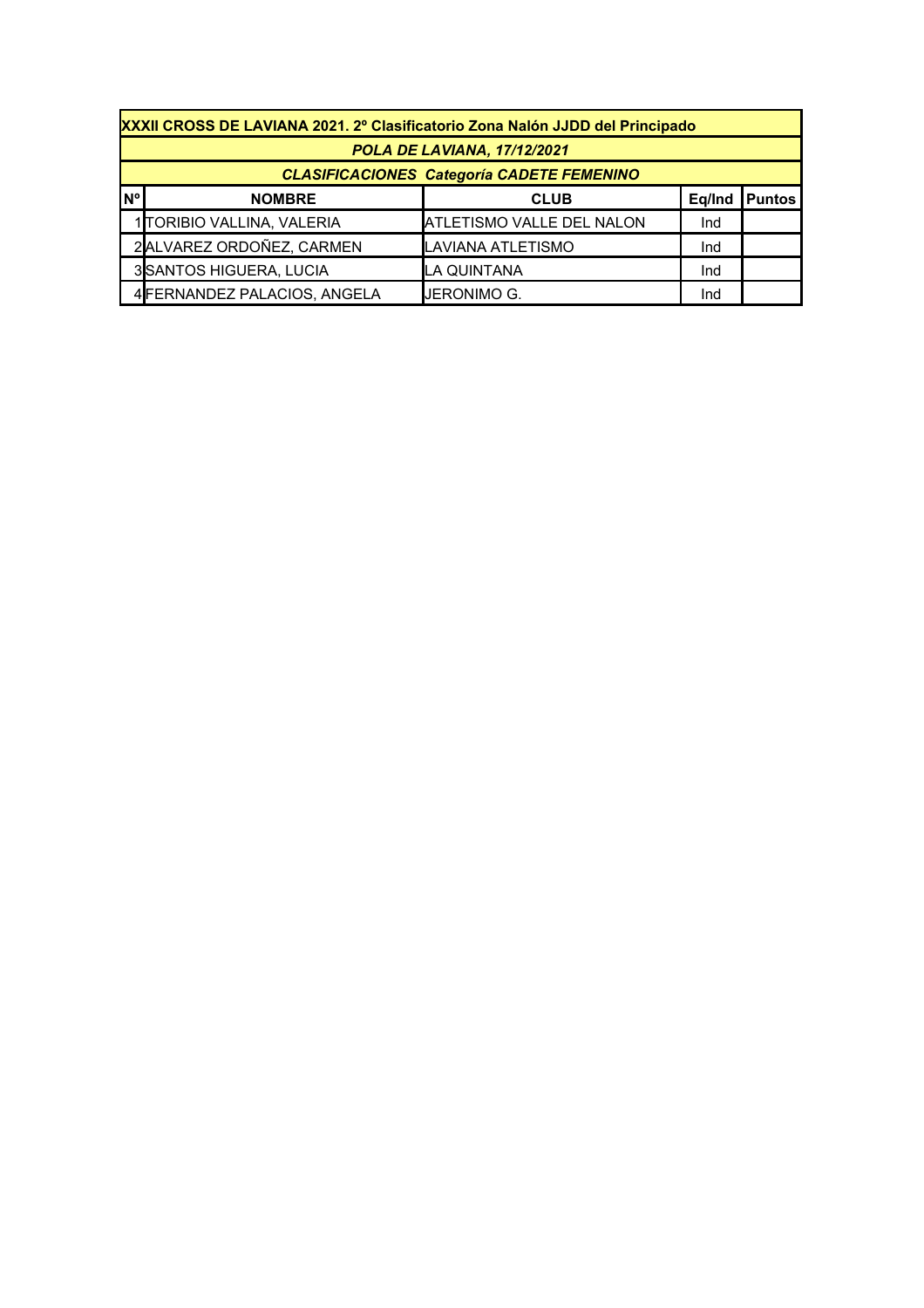| XXXII CROSS DE LAVIANA 2021. 2º Clasificatorio Zona Nalón JJDD del Principado | | | | |
|---|---|---|---|---|
| *POLA DE LAVIANA, 17/12/2021* | | | | |
| *CLASIFICACIONES Categoría CADETE FEMENINO* | | | | |
| **Nº** | **NOMBRE** | **CLUB** | **Eq/Ind** | **Puntos** |
| 1 | TORIBIO VALLINA, VALERIA | ATLETISMO VALLE DEL NALON | Ind | |
| 2 | ALVAREZ ORDOÑEZ, CARMEN | LAVIANA ATLETISMO | Ind | |
| 3 | SANTOS HIGUERA, LUCIA | LA QUINTANA | Ind | |
| 4 | FERNANDEZ PALACIOS, ANGELA | JERONIMO G. | Ind | |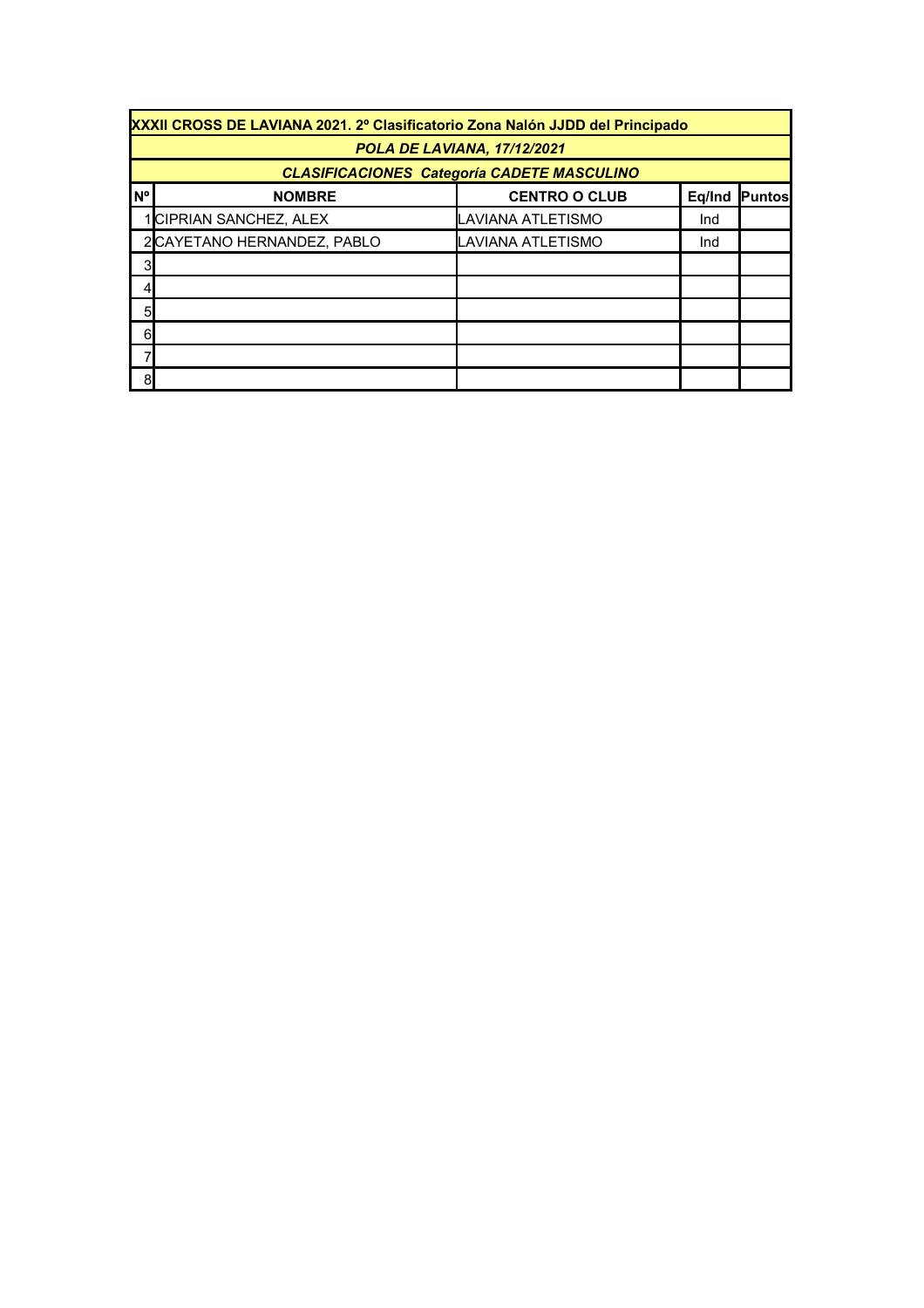**XXXII CROSS DE LAVIANA 2021. 2º Clasificatorio Zona Nalón JJDD del Principado**

***POLA DE LAVIANA, 17/12/2021***

***CLASIFICACIONES Categoría CADETE MASCULINO***

| Nº | NOMBRE | CENTRO O CLUB | Eq/Ind | Puntos |
|---|---|---|---|---|
| 1 | CIPRIAN SANCHEZ, ALEX | LAVIANA ATLETISMO | Ind | |
| 2 | CAYETANO HERNANDEZ, PABLO | LAVIANA ATLETISMO | Ind | |
| 3 | | | | |
| 4 | | | | |
| 5 | | | | |
| 6 | | | | |
| 7 | | | | |
| 8 | | | | |